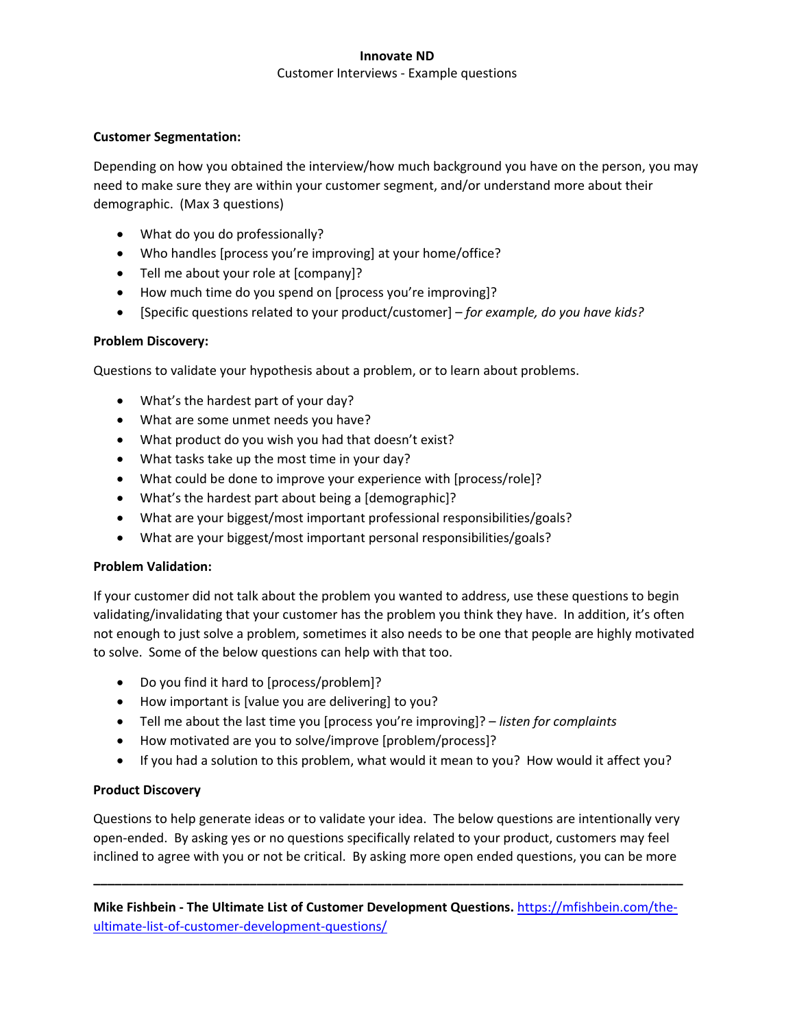**Innovate ND**

Customer Interviews - Example questions

**Customer Segmentation:**

Depending on how you obtained the interview/how much background you have on the person, you may need to make sure they are within your customer segment, and/or understand more about their demographic. (Max 3 questions)

- What do you do professionally?
- Who handles [process you're improving] at your home/office?
- Tell me about your role at [company]?
- How much time do you spend on [process you're improving]?
- [Specific questions related to your product/customer] – *for example, do you have kids?*

**Problem Discovery:**

Questions to validate your hypothesis about a problem, or to learn about problems.

- What's the hardest part of your day?
- What are some unmet needs you have?
- What product do you wish you had that doesn't exist?
- What tasks take up the most time in your day?
- What could be done to improve your experience with [process/role]?
- What's the hardest part about being a [demographic]?
- What are your biggest/most important professional responsibilities/goals?
- What are your biggest/most important personal responsibilities/goals?

**Problem Validation:**

If your customer did not talk about the problem you wanted to address, use these questions to begin validating/invalidating that your customer has the problem you think they have. In addition, it's often not enough to just solve a problem, sometimes it also needs to be one that people are highly motivated to solve. Some of the below questions can help with that too.

- Do you find it hard to [process/problem]?
- How important is [value you are delivering] to you?
- Tell me about the last time you [process you're improving]? – *listen for complaints*
- How motivated are you to solve/improve [problem/process]?
- If you had a solution to this problem, what would it mean to you? How would it affect you?

**Product Discovery**

Questions to help generate ideas or to validate your idea. The below questions are intentionally very open-ended. By asking yes or no questions specifically related to your product, customers may feel inclined to agree with you or not be critical. By asking more open ended questions, you can be more

---

**Mike Fishbein - The Ultimate List of Customer Development Questions.** https://mfishbein.com/the-ultimate-list-of-customer-development-questions/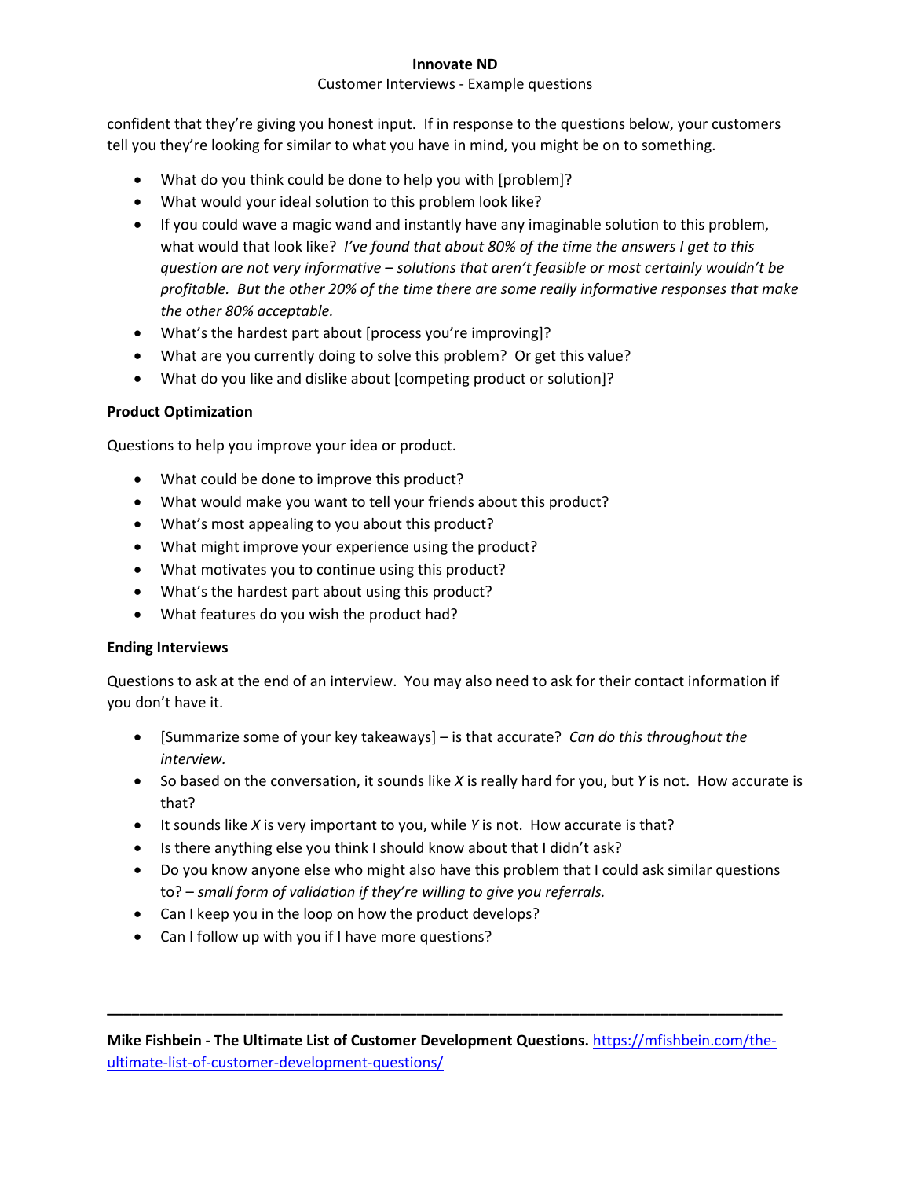confident that they're giving you honest input. If in response to the questions below, your customers tell you they're looking for similar to what you have in mind, you might be on to something.

- What do you think could be done to help you with [problem]?
- What would your ideal solution to this problem look like?
- If you could wave a magic wand and instantly have any imaginable solution to this problem, what would that look like? *I've found that about 80% of the time the answers I get to this question are not very informative – solutions that aren't feasible or most certainly wouldn't be profitable. But the other 20% of the time there are some really informative responses that make the other 80% acceptable.*
- What's the hardest part about [process you're improving]?
- What are you currently doing to solve this problem? Or get this value?
- What do you like and dislike about [competing product or solution]?

**Product Optimization**

Questions to help you improve your idea or product.

- What could be done to improve this product?
- What would make you want to tell your friends about this product?
- What's most appealing to you about this product?
- What might improve your experience using the product?
- What motivates you to continue using this product?
- What's the hardest part about using this product?
- What features do you wish the product had?

**Ending Interviews**

Questions to ask at the end of an interview. You may also need to ask for their contact information if you don't have it.

- [Summarize some of your key takeaways] – is that accurate? *Can do this throughout the interview.*
- So based on the conversation, it sounds like *X* is really hard for you, but *Y* is not. How accurate is that?
- It sounds like *X* is very important to you, while *Y* is not. How accurate is that?
- Is there anything else you think I should know about that I didn't ask?
- Do you know anyone else who might also have this problem that I could ask similar questions to? – *small form of validation if they're willing to give you referrals.*
- Can I keep you in the loop on how the product develops?
- Can I follow up with you if I have more questions?

---

**Mike Fishbein - The Ultimate List of Customer Development Questions.** https://mfishbein.com/the-ultimate-list-of-customer-development-questions/